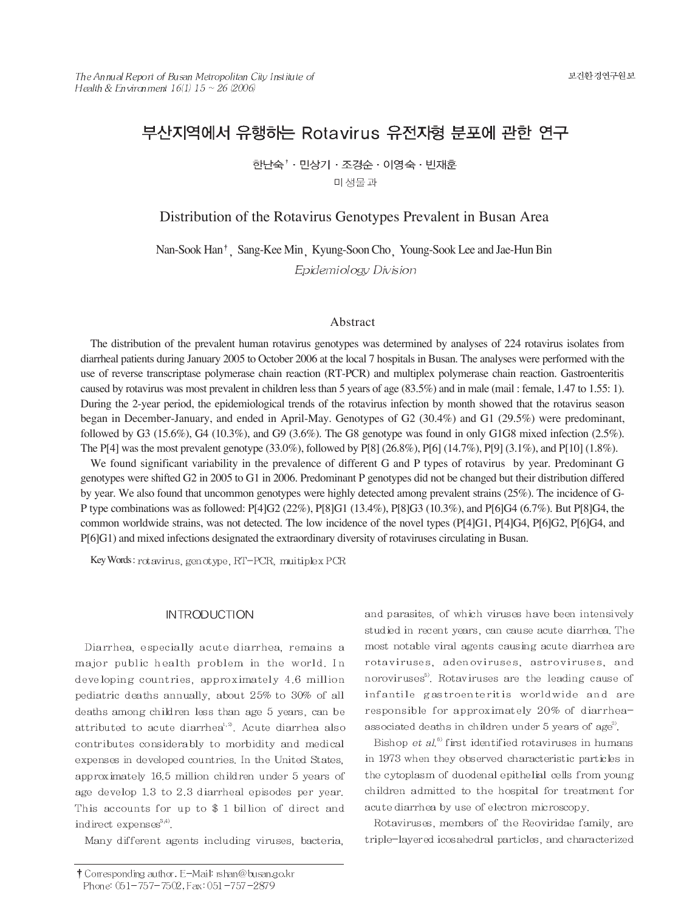# 부산지역에서 유행하는 Rotavirus 유전자형 분포에 관한 연구

한난숙† · 민상기 · 조경순 · 이영숙 · 빈재훈

미생물과

# Distribution of the Rotavirus Genotypes Prevalent in Busan Area

Nan-Sook Han†, Sang-Kee Min, Kyung-Soon Cho, Young-Sook Lee and Jae-Hun Bin

*Epidemiology Division*

## Abstract

The distribution of the prevalent human rotavirus genotypes was determined by analyses of 224 rotavirus isolates from diarrheal patients during January 2005 to October 2006 at the local 7 hospitals in Busan. The analyses were performed with the use of reverse transcriptase polymerase chain reaction (RT-PCR) and multiplex polymerase chain reaction. Gastroenteritis caused by rotavirus was most prevalent in children less than 5 years of age (83.5%) and in male (mail : female, 1.47 to 1.55: 1). During the 2-year period, the epidemiological trends of the rotavirus infection by month showed that the rotavirus season began in December-January, and ended in April-May. Genotypes of G2 (30.4%) and G1 (29.5%) were predominant, followed by G3 (15.6%), G4 (10.3%), and G9 (3.6%). The G8 genotype was found in only G1G8 mixed infection (2.5%). The P[4] was the most prevalent genotype (33.0%), followed by P[8] (26.8%), P[6] (14.7%), P[9] (3.1%), and P[10] (1.8%).

We found significant variability in the prevalence of different G and P types of rotavirus by year. Predominant G genotypes were shifted G2 in 2005 to G1 in 2006. Predominant P genotypes did not be changed but their distribution differed by year. We also found that uncommon genotypes were highly detected among prevalent strains (25%). The incidence of G-P type combinations was as followed: P[4]G2 (22%), P[8]G1 (13.4%), P[8]G3 (10.3%), and P[6]G4 (6.7%). But P[8]G4, the common worldwide strains, was not detected. The low incidence of the novel types (P[4]G1, P[4]G4, P[6]G2, P[6]G4, and P[6]G1) and mixed infections designated the extraordinary diversity of rotaviruses circulating in Busan.

Key Words : rotavirus, genotype, RT-PCR, muitiplex PCR

## INTRODUCTION

Diarrhea, especially acute diarrhea, remains a major public health problem in the world. In developing countries, approximately 4.6 million pediatric deaths annually, about 25% to 30% of all deaths among children less than age 5 years, can be attributed to acute diarrhea[1,2]. Acute diarrhea also contributes considerably to morbidity and medical expenses in developed countries. In the United States, approximately 16.5 million children under 5 years of age develop 1.3 to 2.3 diarrheal episodes per year. This accounts for up to $ 1 billion of direct and indirect expenses[3,4].

Many different agents including viruses, bacteria, and parasites, of which viruses have been intensively studied in recent years, can cause acute diarrhea. The most notable viral agents causing acute diarrhea are rotaviruses, adenoviruses, astroviruses, and noroviruses[5]. Rotaviruses are the leading cause of infantile gastroenteritis worldwide and are responsible for approximately 20% of diarrhea-associated deaths in children under 5 years of age[2].

Bishop *et al.*[6] first identified rotaviruses in humans in 1973 when they observed characteristic particles in the cytoplasm of duodenal epithelial cells from young children admitted to the hospital for treatment for acute diarrhea by use of electron microscopy.

Rotaviruses, members of the Reoviridae family, are triple-layered icosahedral particles, and characterized

† Corresponding author. E-Mail: rshan@busan.go.kr
Phone: 051-757-7502, Fax: 051-757-2879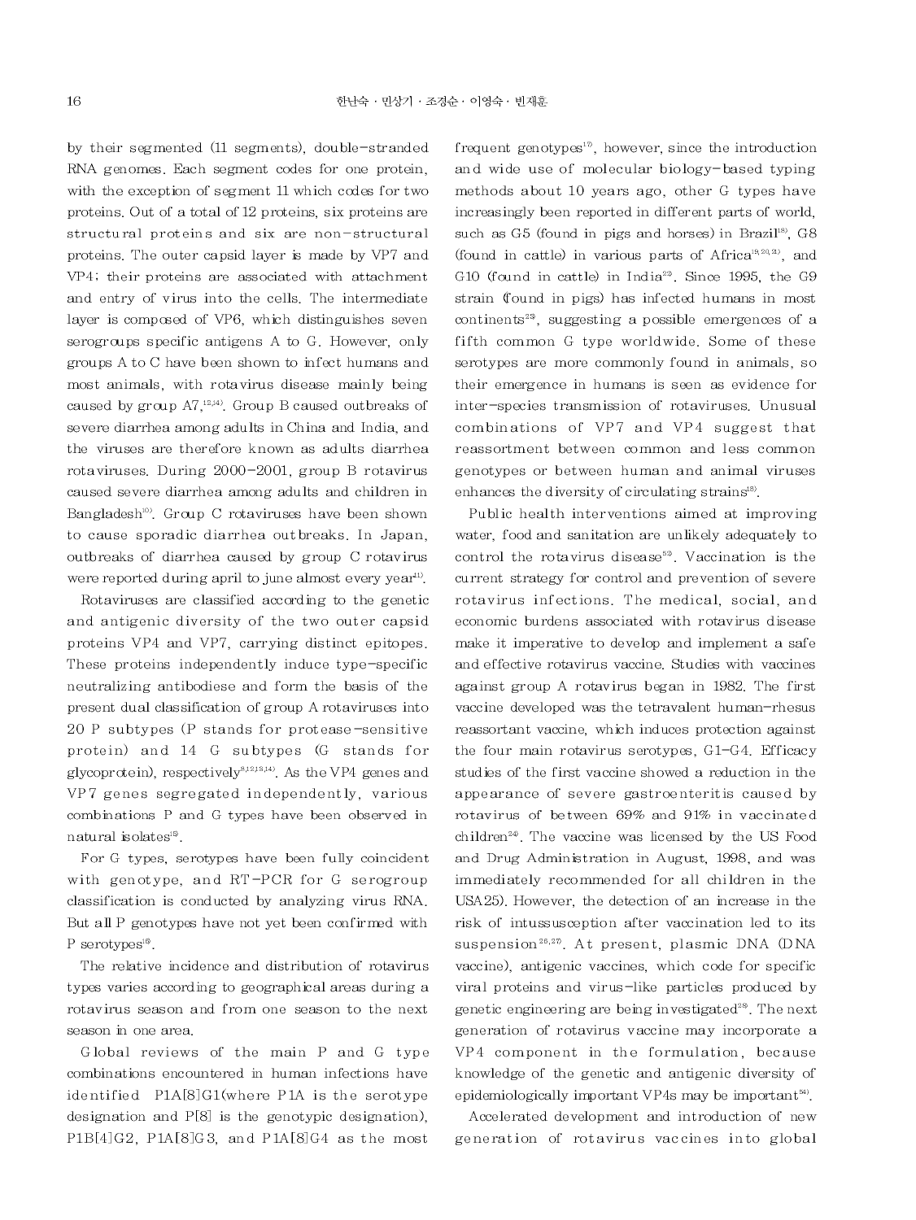by their segmented (11 segments), double-stranded RNA genomes. Each segment codes for one protein, with the exception of segment 11 which codes for two proteins. Out of a total of 12 proteins, six proteins are structural proteins and six are non-structural proteins. The outer capsid layer is made by VP7 and VP4; their proteins are associated with attachment and entry of virus into the cells. The intermediate layer is composed of VP6, which distinguishes seven serogroups specific antigens A to G. However, only groups A to C have been shown to infect humans and most animals, with rotavirus disease mainly being caused by group A7,[12,14]. Group B caused outbreaks of severe diarrhea among adults in China and India, and the viruses are therefore known as adults diarrhea rotaviruses. During 2000-2001, group B rotavirus caused severe diarrhea among adults and children in Bangladesh[10]. Group C rotaviruses have been shown to cause sporadic diarrhea outbreaks. In Japan, outbreaks of diarrhea caused by group C rotavirus were reported during april to june almost every year[11].

Rotaviruses are classified according to the genetic and antigenic diversity of the two outer capsid proteins VP4 and VP7, carrying distinct epitopes. These proteins independently induce type-specific neutralizing antibodiese and form the basis of the present dual classification of group A rotaviruses into 20 P subtypes (P stands for protease-sensitive protein) and 14 G subtypes (G stands for glycoprotein), respectively[8,12,13,14]. As the VP4 genes and VP7 genes segregated independently, various combinations P and G types have been observed in natural isolates[15].

For G types, serotypes have been fully coincident with genotype, and RT-PCR for G serogroup classification is conducted by analyzing virus RNA. But all P genotypes have not yet been confirmed with P serotypes[16].

The relative incidence and distribution of rotavirus types varies according to geographical areas during a rotavirus season and from one season to the next season in one area.

Global reviews of the main P and G type combinations encountered in human infections have identified P1A[8]G1(where P1A is the serotype designation and P[8] is the genotypic designation), P1B[4]G2, P1A[8]G3, and P1A[8]G4 as the most frequent genotypes[17], however, since the introduction and wide use of molecular biology-based typing methods about 10 years ago, other G types have increasingly been reported in different parts of world, such as G5 (found in pigs and horses) in Brazil[18], G8 (found in cattle) in various parts of Africa[19,20,21], and G10 (found in cattle) in India[22]. Since 1995, the G9 strain (found in pigs) has infected humans in most continents[23], suggesting a possible emergences of a fifth common G type worldwide. Some of these serotypes are more commonly found in animals, so their emergence in humans is seen as evidence for inter-species transmission of rotaviruses. Unusual combinations of VP7 and VP4 suggest that reassortment between common and less common genotypes or between human and animal viruses enhances the diversity of circulating strains[18].

Public health interventions aimed at improving water, food and sanitation are unlikely adequately to control the rotavirus disease[53]. Vaccination is the current strategy for control and prevention of severe rotavirus infections. The medical, social, and economic burdens associated with rotavirus disease make it imperative to develop and implement a safe and effective rotavirus vaccine. Studies with vaccines against group A rotavirus began in 1982. The first vaccine developed was the tetravalent human-rhesus reassortant vaccine, which induces protection against the four main rotavirus serotypes, G1-G4. Efficacy studies of the first vaccine showed a reduction in the appearance of severe gastroenteritis caused by rotavirus of between 69% and 91% in vaccinated children[24]. The vaccine was licensed by the US Food and Drug Administration in August, 1998, and was immediately recommended for all children in the USA25). However, the detection of an increase in the risk of intussusception after vaccination led to its suspension[26,27]. At present, plasmic DNA (DNA vaccine), antigenic vaccines, which code for specific viral proteins and virus-like particles produced by genetic engineering are being investigated[28]. The next generation of rotavirus vaccine may incorporate a VP4 component in the formulation, because knowledge of the genetic and antigenic diversity of epidemiologically important VP4s may be important[54].

Accelerated development and introduction of new generation of rotavirus vaccines into global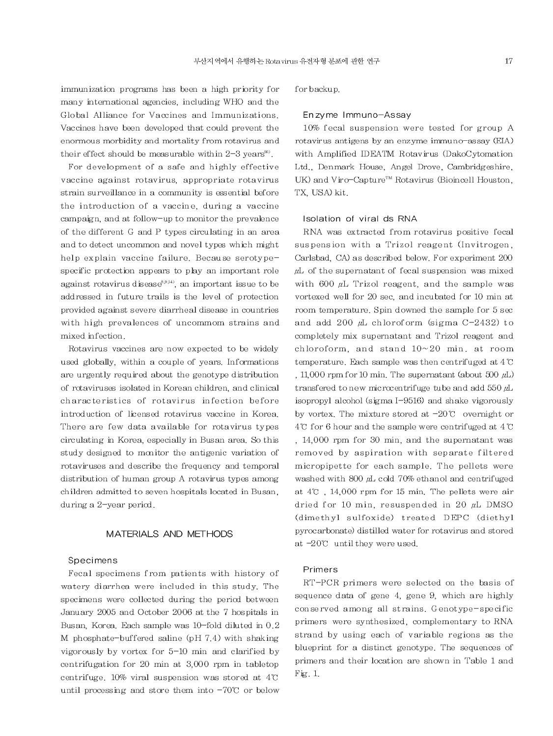immunization programs has been a high priority for many international agencies, including WHO and the Global Alliance for Vaccines and Immunizations. Vaccines have been developed that could prevent the enormous morbidity and mortality from rotavirus and their effect should be measurable within 2-3 years[30].

For development of a safe and highly effective vaccine against rotavirus, appropriate rotavirus strain surveillance in a community is essential before the introduction of a vaccine, during a vaccine campaign, and at follow-up to monitor the prevalence of the different G and P types circulating in an area and to detect uncommon and novel types which might help explain vaccine failure. Because serotype-specific protection appears to play an important role against rotavirus disease[3,9,14], an important issue to be addressed in future trails is the level of protection provided against severe diarrheal disease in countries with high prevalences of uncommom strains and mixed infection.

Rotavirus vaccines are now expected to be widely used globally, within a couple of years. Informations are urgently required about the genotype distribution of rotaviruses isolated in Korean children, and clinical characteristics of rotavirus infection before introduction of licensed rotavirus vaccine in Korea. There are few data available for rotavirus types circulating in Korea, especially in Busan area. So this study designed to monitor the antigenic variation of rotaviruses and describe the frequency and temporal distribution of human group A rotavirus types among children admitted to seven hospitals located in Busan, during a 2-year period.

## MATERIALS AND METHODS

### Specimens

Fecal specimens from patients with history of watery diarrhea were included in this study. The specimens were collected during the period between January 2005 and October 2006 at the 7 hospitals in Busan, Korea. Each sample was 10-fold diluted in 0.2 M phosphate-buffered saline (pH 7.4) with shaking vigorously by vortex for 5-10 min and clarified by centrifugation for 20 min at 3,000 rpm in tabletop centrifuge. 10% viral suspension was stored at 4℃ until processing and store them into -70℃ or below for backup.

### Enzyme Immuno-Assay

10% fecal suspension were tested for group A rotavirus antigens by an enzyme immuno-assay (EIA) with Amplified IDEATM Rotavirus (DakoCytomation Ltd., Denmark House, Angel Drove, Cambridgeshire, UK) and Viro-Capture™ Rotavirus (Bioincell Houston, TX, USA) kit.

### Isolation of viral ds RNA

RNA was extracted from rotavirus positive fecal suspension with a Trizol reagent (Invitrogen, Carlsbad, CA) as described below. For experiment 200 μL of the supernatant of fecal suspension was mixed with 600 μL Trizol reagent, and the sample was vortexed well for 20 sec, and incubated for 10 min at room temperature. Spin downed the sample for 5 sec and add 200 μL chloroform (sigma C-2432) to completely mix supernatant and Trizol reagent and chloroform, and stand 10~20 min. at room temperature. Each sample was then centrifuged at 4℃, 11,000 rpm for 10 min. The supernatant (about 500 μL) transfered to new microcentrifuge tube and add 550 μL isopropyl alcohol (sigma I-9516) and shake vigorously by vortex. The mixture stored at -20℃ overnight or 4℃ for 6 hour and the sample were centrifuged at 4℃, 14,000 rpm for 30 min, and the supernatant was removed by aspiration with separate filtered micropipette for each sample. The pellets were washed with 800 μL cold 70% ethanol and centrifuged at 4℃, 14,000 rpm for 15 min. The pellets were air dried for 10 min, resuspended in 20 μL DMSO (dimethyl sulfoxide) treated DEPC (diethyl pyrocarbonate) distilled water for rotavirus and stored at -20℃ until they were used.

### Primers

RT-PCR primers were selected on the basis of sequence data of gene 4, gene 9, which are highly conserved among all strains. Genotype-specific primers were synthesized, complementary to RNA strand by using each of variable regions as the blueprint for a distinct genotype. The sequences of primers and their location are shown in Table 1 and Fig. 1.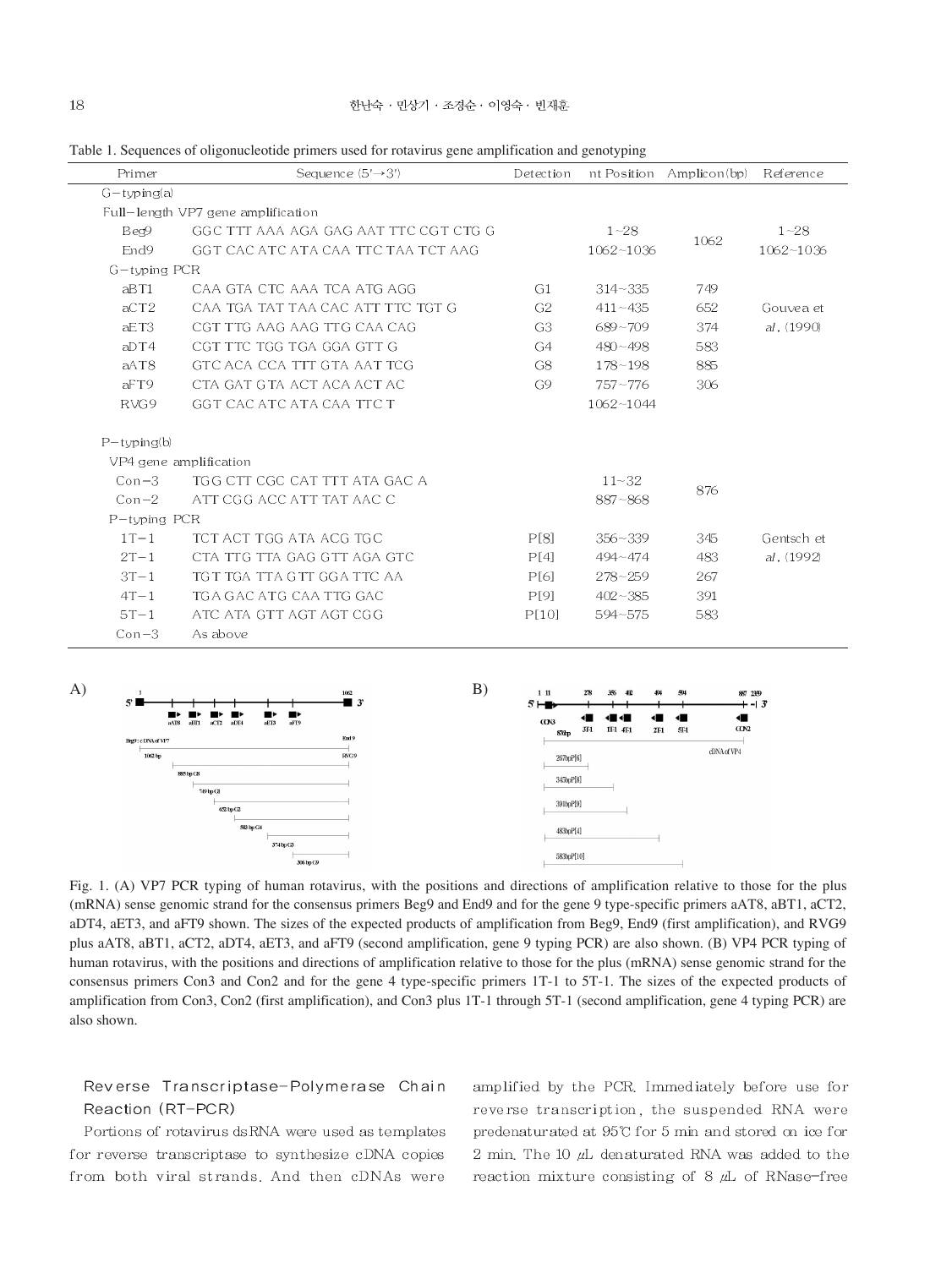Table 1. Sequences of oligonucleotide primers used for rotavirus gene amplification and genotyping

| Primer | Sequence (5'→3') | Detection | nt Position | Amplicon(bp) | Reference |
|---|---|---|---|---|---|
| G-typing(a) | | | | | |
| Full-length VP7 gene amplification | | | | | |
| Beg9 | GGC TTT AAA AGA GAG AAT TTC CGT CTG G | | 1~28 | 1062 | 1~28 |
| End9 | GGT CAC ATC ATA CAA TTC TAA TCT AAG | | 1062~1036 | | 1062~1036 |
| G-typing PCR | | | | | |
| aBT1 | CAA GTA CTC AAA TCA ATG AGG | G1 | 314~335 | 749 | |
| aCT2 | CAA TGA TAT TAA CAC ATT TTC TGT G | G2 | 411~435 | 652 | Gouvea et *al*. (1990) |
| aET3 | CGT TTG AAG AAG TTG CAA CAG | G3 | 689~709 | 374 | |
| aDT4 | CGT TTC TGG TGA GGA GTT G | G4 | 480~498 | 583 | |
| aAT8 | GTC ACA CCA TTT GTA AAT TCG | G8 | 178~198 | 885 | |
| aFT9 | CTA GAT GTA ACT ACA ACT AC | G9 | 757~776 | 306 | |
| RVG9 | GGT CAC ATC ATA CAA TTC T | | 1062~1044 | | |
| P-typing(b) | | | | | |
| VP4 gene amplification | | | | | |
| Con-3 | TGG CTT CGC CAT TTT ATA GAC A | | 11~32 | 876 | |
| Con-2 | ATT CGG ACC ATT TAT AAC C | | 887~868 | | |
| P-typing PCR | | | | | |
| 1T-1 | TCT ACT TGG ATA ACG TGC | P[8] | 356~339 | 345 | Gentsch et *al*. (1992) |
| 2T-1 | CTA TTG TTA GAG GTT AGA GTC | P[4] | 494~474 | 483 | |
| 3T-1 | TGT TGA TTA GTT GGA TTC AA | P[6] | 278~259 | 267 | |
| 4T-1 | TGA GAC ATG CAA TTG GAC | P[9] | 402~385 | 391 | |
| 5T-1 | ATC ATA GTT AGT AGT CGG | P[10] | 594~575 | 583 | |
| Con-3 | As above | | | | |

Fig. 1. (A) VP7 PCR typing of human rotavirus, with the positions and directions of amplification relative to those for the plus (mRNA) sense genomic strand for the consensus primers Beg9 and End9 and for the gene 9 type-specific primers aAT8, aBT1, aCT2, aDT4, aET3, and aFT9 shown. The sizes of the expected products of amplification from Beg9, End9 (first amplification), and RVG9 plus aAT8, aBT1, aCT2, aDT4, aET3, and aFT9 (second amplification, gene 9 typing PCR) are also shown. (B) VP4 PCR typing of human rotavirus, with the positions and directions of amplification relative to those for the plus (mRNA) sense genomic strand for the consensus primers Con3 and Con2 and for the gene 4 type-specific primers 1T-1 to 5T-1. The sizes of the expected products of amplification from Con3, Con2 (first amplification), and Con3 plus 1T-1 through 5T-1 (second amplification, gene 4 typing PCR) are also shown.

## Reverse Transcriptase-Polymerase Chain Reaction (RT-PCR)

Portions of rotavirus dsRNA were used as templates for reverse transcriptase to synthesize cDNA copies from both viral strands. And then cDNAs were amplified by the PCR. Immediately before use for reverse transcription, the suspended RNA were predenaturated at 95℃ for 5 min and stored on ice for 2 min. The 10 μL denaturated RNA was added to the reaction mixture consisting of 8 μL of RNase-free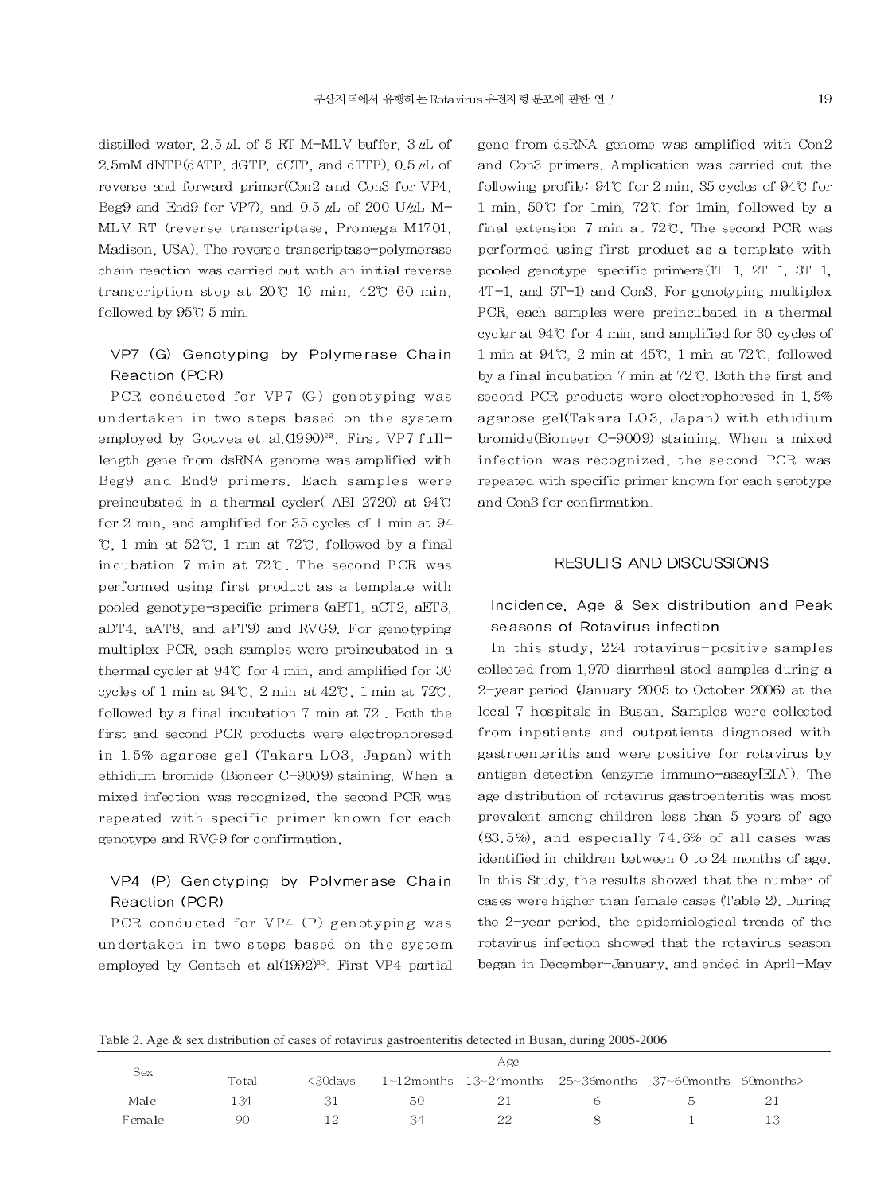distilled water, 2.5 μL of 5 RT M-MLV buffer, 3 μL of 2.5mM dNTP(dATP, dGTP, dCTP, and dTTP), 0.5 μL of reverse and forward primer(Con2 and Con3 for VP4, Beg9 and End9 for VP7), and 0.5 μL of 200 U/μL M-MLV RT (reverse transcriptase, Promega M1701, Madison, USA). The reverse transcriptase-polymerase chain reaction was carried out with an initial reverse transcription step at 20℃ 10 min, 42℃ 60 min, followed by 95℃ 5 min.

### VP7 (G) Genotyping by Polymerase Chain Reaction (PCR)

PCR conducted for VP7 (G) genotyping was undertaken in two steps based on the system employed by Gouvea et al.(1990)[29]. First VP7 full-length gene from dsRNA genome was amplified with Beg9 and End9 primers. Each samples were preincubated in a thermal cycler( ABI 2720) at 94℃ for 2 min, and amplified for 35 cycles of 1 min at 94 ℃, 1 min at 52℃, 1 min at 72℃, followed by a final incubation 7 min at 72℃. The second PCR was performed using first product as a template with pooled genotype-specific primers (aBT1, aCT2, aET3, aDT4, aAT8, and aFT9) and RVG9. For genotyping multiplex PCR, each samples were preincubated in a thermal cycler at 94℃ for 4 min, and amplified for 30 cycles of 1 min at 94℃, 2 min at 42℃, 1 min at 72℃, followed by a final incubation 7 min at 72 . Both the first and second PCR products were electrophoresed in 1.5% agarose gel (Takara LO3, Japan) with ethidium bromide (Bioneer C-9009) staining. When a mixed infection was recognized, the second PCR was repeated with specific primer known for each genotype and RVG9 for confirmation.

### VP4 (P) Genotyping by Polymerase Chain Reaction (PCR)

PCR conducted for VP4 (P) genotyping was undertaken in two steps based on the system employed by Gentsch et al(1992)[30]. First VP4 partial gene from dsRNA genome was amplified with Con2 and Con3 primers. Amplication was carried out the following profile: 94℃ for 2 min, 35 cycles of 94℃ for 1 min, 50℃ for 1min, 72℃ for 1min, followed by a final extension 7 min at 72℃. The second PCR was performed using first product as a template with pooled genotype-specific primers(1T-1, 2T-1, 3T-1, 4T-1, and 5T-1) and Con3. For genotyping multiplex PCR, each samples were preincubated in a thermal cycler at 94℃ for 4 min, and amplified for 30 cycles of 1 min at 94℃, 2 min at 45℃, 1 min at 72℃, followed by a final incubation 7 min at 72℃. Both the first and second PCR products were electrophoresed in 1.5% agarose gel(Takara LO3, Japan) with ethidium bromide(Bioneer C-9009) staining. When a mixed infection was recognized, the second PCR was repeated with specific primer known for each serotype and Con3 for confirmation.

## RESULTS AND DISCUSSIONS

### Incidence, Age & Sex distribution and Peak seasons of Rotavirus infection

In this study, 224 rotavirus-positive samples collected from 1,970 diarrheal stool samples during a 2-year period (January 2005 to October 2006) at the local 7 hospitals in Busan. Samples were collected from inpatients and outpatients diagnosed with gastroenteritis and were positive for rotavirus by antigen detection (enzyme immuno-assay[EIA]). The age distribution of rotavirus gastroenteritis was most prevalent among children less than 5 years of age (83.5%), and especially 74.6% of all cases was identified in children between 0 to 24 months of age. In this Study, the results showed that the number of cases were higher than female cases (Table 2). During the 2-year period, the epidemiological trends of the rotavirus infection showed that the rotavirus season began in December-January, and ended in April-May

Table 2. Age & sex distribution of cases of rotavirus gastroenteritis detected in Busan, during 2005-2006

| Sex | Age | | | | | | |
|---|---|---|---|---|---|---|---|
| | Total | <30days | 1~12months | 13~24months | 25~36months | 37~60months | 60months> |
| Male | 134 | 31 | 50 | 21 | 6 | 5 | 21 |
| Female | 90 | 12 | 34 | 22 | 8 | 1 | 13 |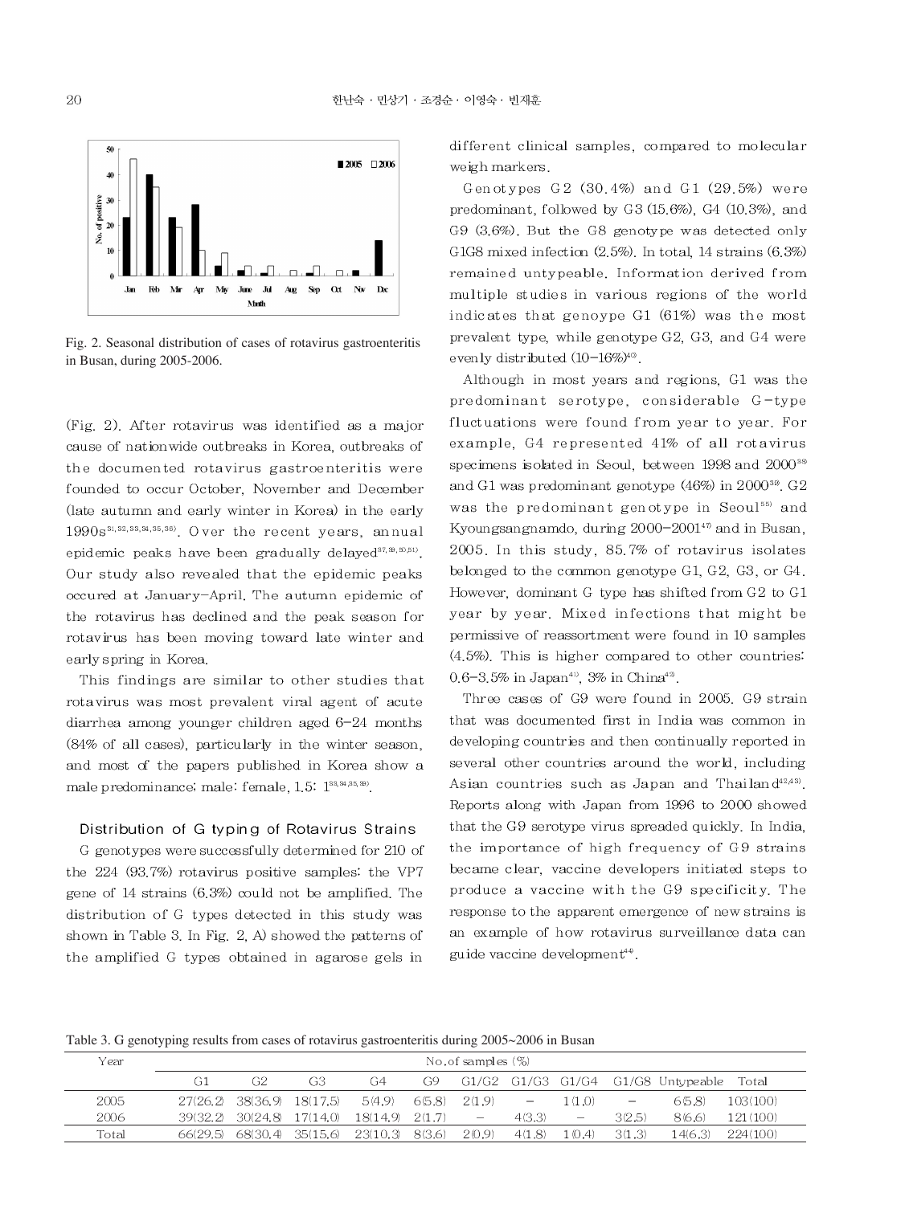Fig. 2. Seasonal distribution of cases of rotavirus gastroenteritis in Busan, during 2005-2006.

(Fig. 2). After rotavirus was identified as a major cause of nationwide outbreaks in Korea, outbreaks of the documented rotavirus gastroenteritis were founded to occur October, November and December (late autumn and early winter in Korea) in the early 1990s[31,32,33,34,35,36]. Over the recent years, annual epidemic peaks have been gradually delayed[37,39,50,51]. Our study also revealed that the epidemic peaks occured at January-April. The autumn epidemic of the rotavirus has declined and the peak season for rotavirus has been moving toward late winter and early spring in Korea.

This findings are similar to other studies that rotavirus was most prevalent viral agent of acute diarrhea among younger children aged 6-24 months (84% of all cases), particularly in the winter season, and most of the papers published in Korea show a male predominance; male: female, 1.5: 1[33,34,35,39].

### Distribution of G typing of Rotavirus Strains

G genotypes were successfully determined for 210 of the 224 (93.7%) rotavirus positive samples; the VP7 gene of 14 strains (6.3%) could not be amplified. The distribution of G types detected in this study was shown in Table 3. In Fig. 2, A) showed the patterns of the amplified G types obtained in agarose gels in different clinical samples, compared to molecular weigh markers.

Genotypes G2 (30.4%) and G1 (29.5%) were predominant, followed by G3 (15.6%), G4 (10.3%), and G9 (3.6%). But the G8 genotype was detected only G1G8 mixed infection (2.5%). In total, 14 strains (6.3%) remained untypeable. Information derived from multiple studies in various regions of the world indicates that genoype G1 (61%) was the most prevalent type, while genotype G2, G3, and G4 were evenly distributed (10-16%)[40].

Although in most years and regions, G1 was the predominant serotype, considerable G-type fluctuations were found from year to year. For example, G4 represented 41% of all rotavirus specimens isolated in Seoul, between 1998 and 2000[38] and G1 was predominant genotype (46%) in 2000[39]. G2 was the predominant genotype in Seoul[55] and Kyoungsangnamdo, during 2000-2001[47] and in Busan, 2005. In this study, 85.7% of rotavirus isolates belonged to the common genotype G1, G2, G3, or G4. However, dominant G type has shifted from G2 to G1 year by year. Mixed infections that might be permissive of reassortment were found in 10 samples (4.5%). This is higher compared to other countries: 0.6-3.5% in Japan[41], 3% in China[42].

Three cases of G9 were found in 2005. G9 strain that was documented first in India was common in developing countries and then continually reported in several other countries around the world, including Asian countries such as Japan and Thailand[42,43]. Reports along with Japan from 1996 to 2000 showed that the G9 serotype virus spreaded quickly. In India, the importance of high frequency of G9 strains became clear, vaccine developers initiated steps to produce a vaccine with the G9 specificity. The response to the apparent emergence of new strains is an example of how rotavirus surveillance data can guide vaccine development[44].

Table 3. G genotyping results from cases of rotavirus gastroenteritis during 2005~2006 in Busan

| Year | No. of samples (%) | | | | | | | | | | |
|---|---|---|---|---|---|---|---|---|---|---|---|
| | G1 | G2 | G3 | G4 | G9 | G1/G2 | G1/G3 | G1/G4 | G1/G8 | Untypeable | Total |
| 2005 | 27(26.2) | 38(36.9) | 18(17.5) | 5(4.9) | 6(5.8) | 2(1.9) | － | 1(1.0) | － | 6(5.8) | 103(100) |
| 2006 | 39(32.2) | 30(24.8) | 17(14.0) | 18(14.9) | 2(1.7) | － | 4(3.3) | － | 3(2.5) | 8(6.6) | 121(100) |
| Total | 66(29.5) | 68(30.4) | 35(15.6) | 23(10.3) | 8(3.6) | 2(0.9) | 4(1.8) | 1(0.4) | 3(1.3) | 14(6.3) | 224(100) |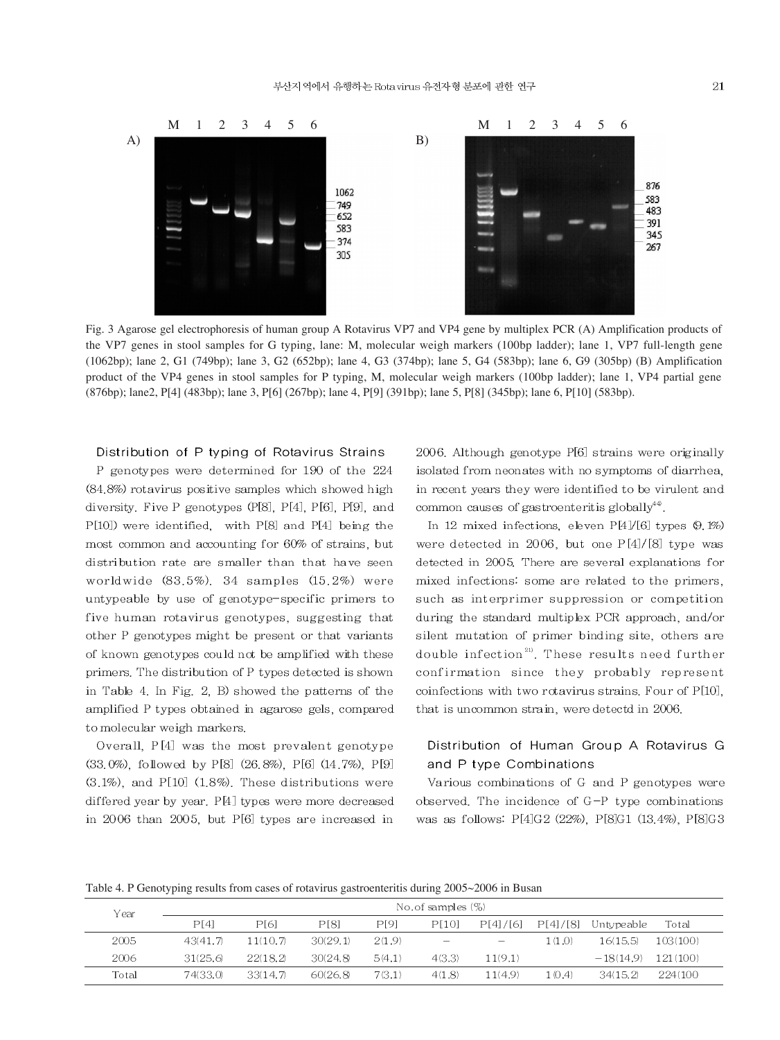Fig. 3 Agarose gel electrophoresis of human group A Rotavirus VP7 and VP4 gene by multiplex PCR (A) Amplification products of the VP7 genes in stool samples for G typing, lane: M, molecular weigh markers (100bp ladder); lane 1, VP7 full-length gene (1062bp); lane 2, G1 (749bp); lane 3, G2 (652bp); lane 4, G3 (374bp); lane 5, G4 (583bp); lane 6, G9 (305bp) (B) Amplification product of the VP4 genes in stool samples for P typing, M, molecular weigh markers (100bp ladder); lane 1, VP4 partial gene (876bp); lane2, P[4] (483bp); lane 3, P[6] (267bp); lane 4, P[9] (391bp); lane 5, P[8] (345bp); lane 6, P[10] (583bp).

### Distribution of P typing of Rotavirus Strains

P genotypes were determined for 190 of the 224 (84.8%) rotavirus positive samples which showed high diversity. Five P genotypes (P[8], P[4], P[6], P[9], and P[10]) were identified, with P[8] and P[4] being the most common and accounting for 60% of strains, but distribution rate are smaller than that have seen worldwide (83.5%). 34 samples (15.2%) were untypeable by use of genotype-specific primers to five human rotavirus genotypes, suggesting that other P genotypes might be present or that variants of known genotypes could not be amplified with these primers. The distribution of P types detected is shown in Table 4. In Fig. 2, B) showed the patterns of the amplified P types obtained in agarose gels, compared to molecular weigh markers.

Overall, P[4] was the most prevalent genotype (33.0%), followed by P[8] (26.8%), P[6] (14.7%), P[9] (3.1%), and P[10] (1.8%). These distributions were differed year by year. P[4] types were more decreased in 2006 than 2005, but P[6] types are increased in 2006. Although genotype P[6] strains were originally isolated from neonates with no symptoms of diarrhea, in recent years they were identified to be virulent and common causes of gastroenteritis globally[44].

In 12 mixed infections, eleven P[4]/[6] types (9.1%) were detected in 2006, but one P[4]/[8] type was detected in 2005. There are several explanations for mixed infections: some are related to the primers, such as interprimer suppression or competition during the standard multiplex PCR approach, and/or silent mutation of primer binding site, others are double infection[21]. These results need further confirmation since they probably represent coinfections with two rotavirus strains. Four of P[10], that is uncommon strain, were detectd in 2006.

### Distribution of Human Group A Rotavirus G and P type Combinations

Various combinations of G and P genotypes were observed. The incidence of G-P type combinations was as follows: P[4]G2 (22%), P[8]G1 (13.4%), P[8]G3

Table 4. P Genotyping results from cases of rotavirus gastroenteritis during 2005~2006 in Busan

| Year | No. of samples (%) | | | | | | | | |
|---|---|---|---|---|---|---|---|---|---|
| | P[4] | P[6] | P[8] | P[9] | P[10] | P[4]/[6] | P[4]/[8] | Untypeable | Total |
| 2005 | 43(41.7) | 11(10.7) | 30(29.1) | 2(1.9) | – | – | 1(1.0) | 16(15.5) | 103(100) |
| 2006 | 31(25.6) | 22(18.2) | 30(24.8) | 5(4.1) | 4(3.3) | 11(9.1) | | −18(14.9) | 121(100) |
| Total | 74(33.0) | 33(14.7) | 60(26.8) | 7(3.1) | 4(1.8) | 11(4.9) | 1(0.4) | 34(15.2) | 224(100 |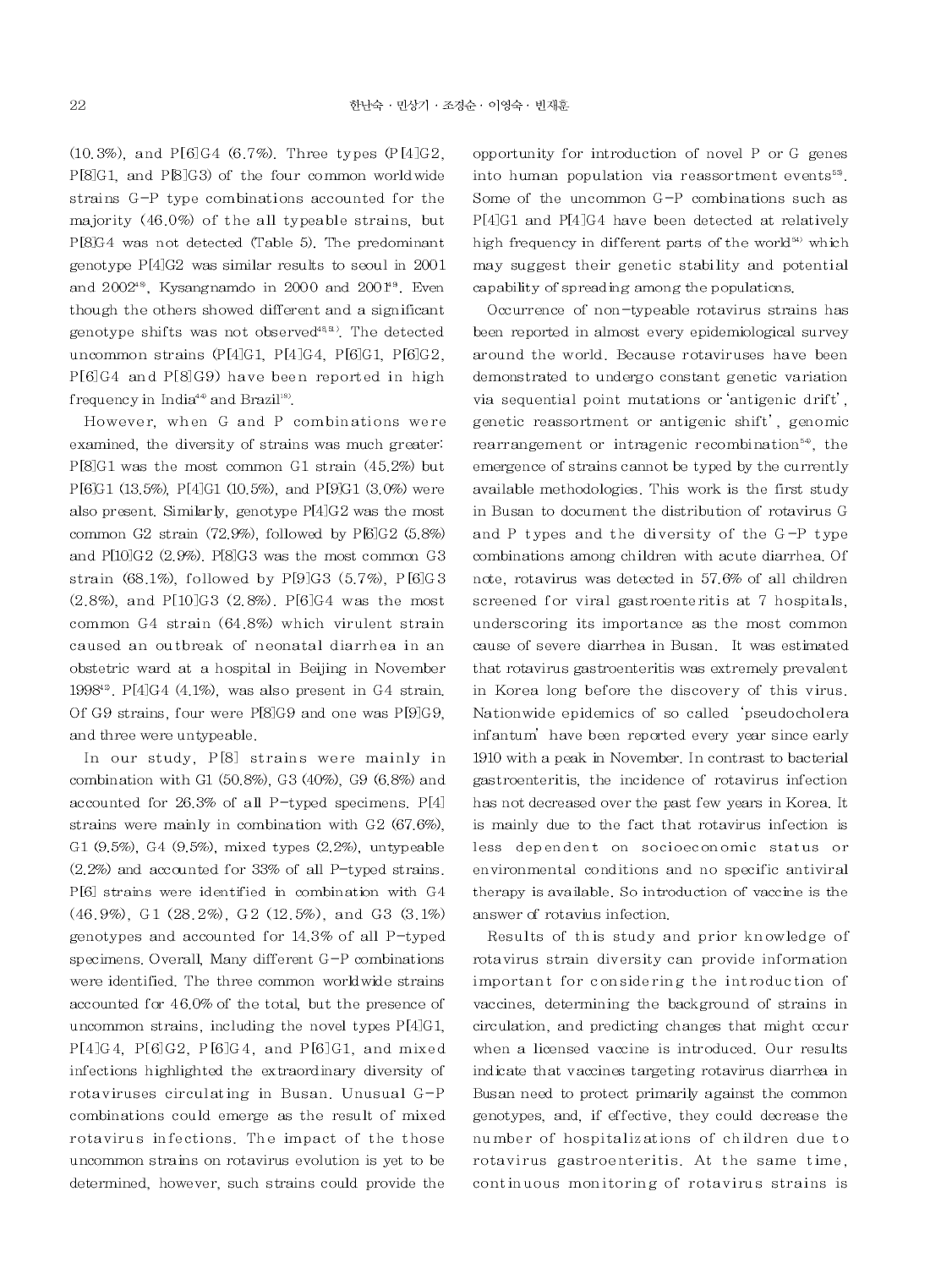(10.3%), and P[6]G4 (6.7%). Three types (P[4]G2, P[8]G1, and P[8]G3) of the four common worldwide strains G-P type combinations accounted for the majority (46.0%) of the all typeable strains, but P[8]G4 was not detected (Table 5). The predominant genotype P[4]G2 was similar results to seoul in 2001 and 2002[48], Kysangnamdo in 2000 and 2001[49]. Even though the others showed different and a significant genotype shifts was not observed[48,51]. The detected uncommon strains (P[4]G1, P[4]G4, P[6]G1, P[6]G2, P[6]G4 and P[8]G9) have been reported in high frequency in India[44] and Brazil[18].

However, when G and P combinations were examined, the diversity of strains was much greater: P[8]G1 was the most common G1 strain (45.2%) but P[6]G1 (13.5%), P[4]G1 (10.5%), and P[9]G1 (3.0%) were also present. Similarly, genotype P[4]G2 was the most common G2 strain (72.9%), followed by P[6]G2 (5.8%) and P[10]G2 (2.9%). P[8]G3 was the most common G3 strain (68.1%), followed by P[9]G3 (5.7%), P[6]G3 (2.8%), and P[10]G3 (2.8%). P[6]G4 was the most common G4 strain (64.8%) which virulent strain caused an outbreak of neonatal diarrhea in an obstetric ward at a hospital in Beijing in November 1998[42]. P[4]G4 (4.1%), was also present in G4 strain. Of G9 strains, four were P[8]G9 and one was P[9]G9, and three were untypeable.

In our study, P[8] strains were mainly in combination with G1 (50.8%), G3 (40%), G9 (6.8%) and accounted for 26.3% of all P-typed specimens. P[4] strains were mainly in combination with G2 (67.6%), G1 (9.5%), G4 (9.5%), mixed types (2.2%), untypeable (2.2%) and accounted for 33% of all P-typed strains. P[6] strains were identified in combination with G4 (46.9%), G1 (28.2%), G2 (12.5%), and G3 (3.1%) genotypes and accounted for 14.3% of all P-typed specimens. Overall, Many different G-P combinations were identified. The three common worldwide strains accounted for 46.0% of the total, but the presence of uncommon strains, including the novel types P[4]G1, P[4]G4, P[6]G2, P[6]G4, and P[6]G1, and mixed infections highlighted the extraordinary diversity of rotaviruses circulating in Busan. Unusual G-P combinations could emerge as the result of mixed rotavirus infections. The impact of the those uncommon strains on rotavirus evolution is yet to be determined, however, such strains could provide the opportunity for introduction of novel P or G genes into human population via reassortment events[53]. Some of the uncommon G-P combinations such as P[4]G1 and P[4]G4 have been detected at relatively high frequency in different parts of the world[34] which may suggest their genetic stability and potential capability of spreading among the populations.

Occurrence of non-typeable rotavirus strains has been reported in almost every epidemiological survey around the world. Because rotaviruses have been demonstrated to undergo constant genetic variation via sequential point mutations or 'antigenic drift', genetic reassortment or antigenic shift', genomic rearrangement or intragenic recombination[54], the emergence of strains cannot be typed by the currently available methodologies. This work is the first study in Busan to document the distribution of rotavirus G and P types and the diversity of the G-P type combinations among children with acute diarrhea. Of note, rotavirus was detected in 57.6% of all children screened for viral gastroenteritis at 7 hospitals, underscoring its importance as the most common cause of severe diarrhea in Busan. It was estimated that rotavirus gastroenteritis was extremely prevalent in Korea long before the discovery of this virus. Nationwide epidemics of so called 'pseudocholera infantum' have been reported every year since early 1910 with a peak in November. In contrast to bacterial gastroenteritis, the incidence of rotavirus infection has not decreased over the past few years in Korea. It is mainly due to the fact that rotavirus infection is less dependent on socioeconomic status or environmental conditions and no specific antiviral therapy is available. So introduction of vaccine is the answer of rotavius infection.

Results of this study and prior knowledge of rotavirus strain diversity can provide information important for considering the introduction of vaccines, determining the background of strains in circulation, and predicting changes that might occur when a licensed vaccine is introduced. Our results indicate that vaccines targeting rotavirus diarrhea in Busan need to protect primarily against the common genotypes, and, if effective, they could decrease the number of hospitalizations of children due to rotavirus gastroenteritis. At the same time, continuous monitoring of rotavirus strains is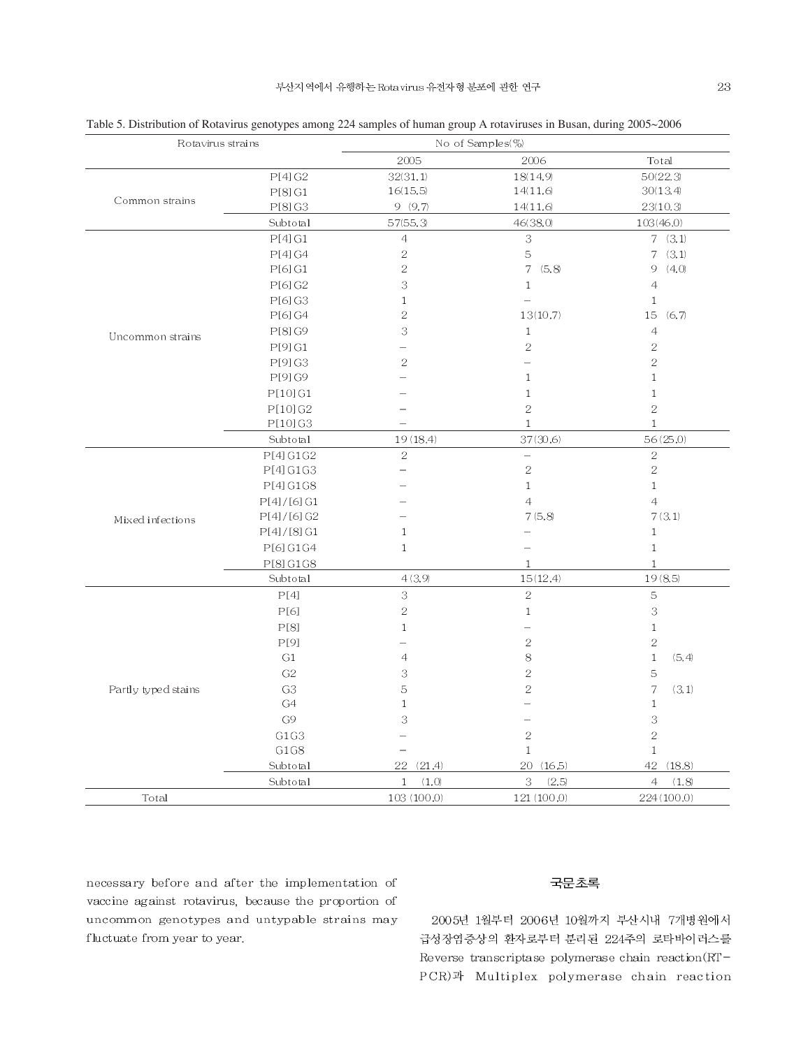Table 5. Distribution of Rotavirus genotypes among 224 samples of human group A rotaviruses in Busan, during 2005~2006

| Rotavirus strains | | No of Samples(%) | | |
|---|---|---|---|---|
| | | 2005 | 2006 | Total |
| Common strains | P[4] G2 | 32(31.1) | 18(14.9) | 50(22.3) |
| | P[8] G1 | 16(15.5) | 14(11.6) | 30(13.4) |
| | P[8] G3 | 9 (9.7) | 14(11.6) | 23(10.3) |
| | Subtotal | 57(55.3) | 46(38.0) | 103(46.0) |
| Uncommon strains | P[4] G1 | 4 | 3 | 7 (3.1) |
| | P[4] G4 | 2 | 5 | 7 (3.1) |
| | P[6] G1 | 2 | 7 (5.8) | 9 (4.0) |
| | P[6] G2 | 3 | 1 | 4 |
| | P[6] G3 | 1 | – | 1 |
| | P[6] G4 | 2 | 13(10.7) | 15 (6.7) |
| | P[8] G9 | 3 | 1 | 4 |
| | P[9] G1 | – | 2 | 2 |
| | P[9] G3 | 2 | – | 2 |
| | P[9] G9 | – | 1 | 1 |
| | P[10] G1 | – | 1 | 1 |
| | P[10] G2 | – | 2 | 2 |
| | P[10] G3 | – | 1 | 1 |
| | Subtotal | 19 (18.4) | 37(30.6) | 56 (25.0) |
| Mixed infections | P[4] G1G2 | 2 | – | 2 |
| | P[4] G1G3 | – | 2 | 2 |
| | P[4] G1G8 | – | 1 | 1 |
| | P[4]/[6] G1 | – | 4 | 4 |
| | P[4]/[6] G2 | – | 7 (5.8) | 7 (3.1) |
| | P[4]/[8] G1 | 1 | – | 1 |
| | P[6] G1G4 | 1 | – | 1 |
| | P[8] G1G8 | | 1 | 1 |
| | Subtotal | 4 (3.9) | 15 (12.4) | 19 (8.5) |
| Partly typed stains | P[4] | 3 | 2 | 5 |
| | P[6] | 2 | 1 | 3 |
| | P[8] | 1 | – | 1 |
| | P[9] | – | 2 | 2 |
| | G1 | 4 | 8 | 1 (5.4) |
| | G2 | 3 | 2 | 5 |
| | G3 | 5 | 2 | 7 (3.1) |
| | G4 | 1 | – | 1 |
| | G9 | 3 | – | 3 |
| | G1G3 | – | 2 | 2 |
| | G1G8 | – | 1 | 1 |
| | Subtotal | 22 (21.4) | 20 (16.5) | 42 (18.8) |
| | Subtotal | 1 (1.0) | 3 (2.5) | 4 (1.8) |
| Total | | 103 (100.0) | 121 (100.0) | 224 (100.0) |

necessary before and after the implementation of vaccine against rotavirus, because the proportion of uncommon genotypes and untypable strains may fluctuate from year to year.

## 국문초록

2005년 1월부터 2006년 10월까지 부산시내 7개병원에서 급성장염증상의 환자로부터 분리된 224주의 로타바이러스를 Reverse transcriptase polymerase chain reaction(RT-PCR)과 Multiplex polymerase chain reaction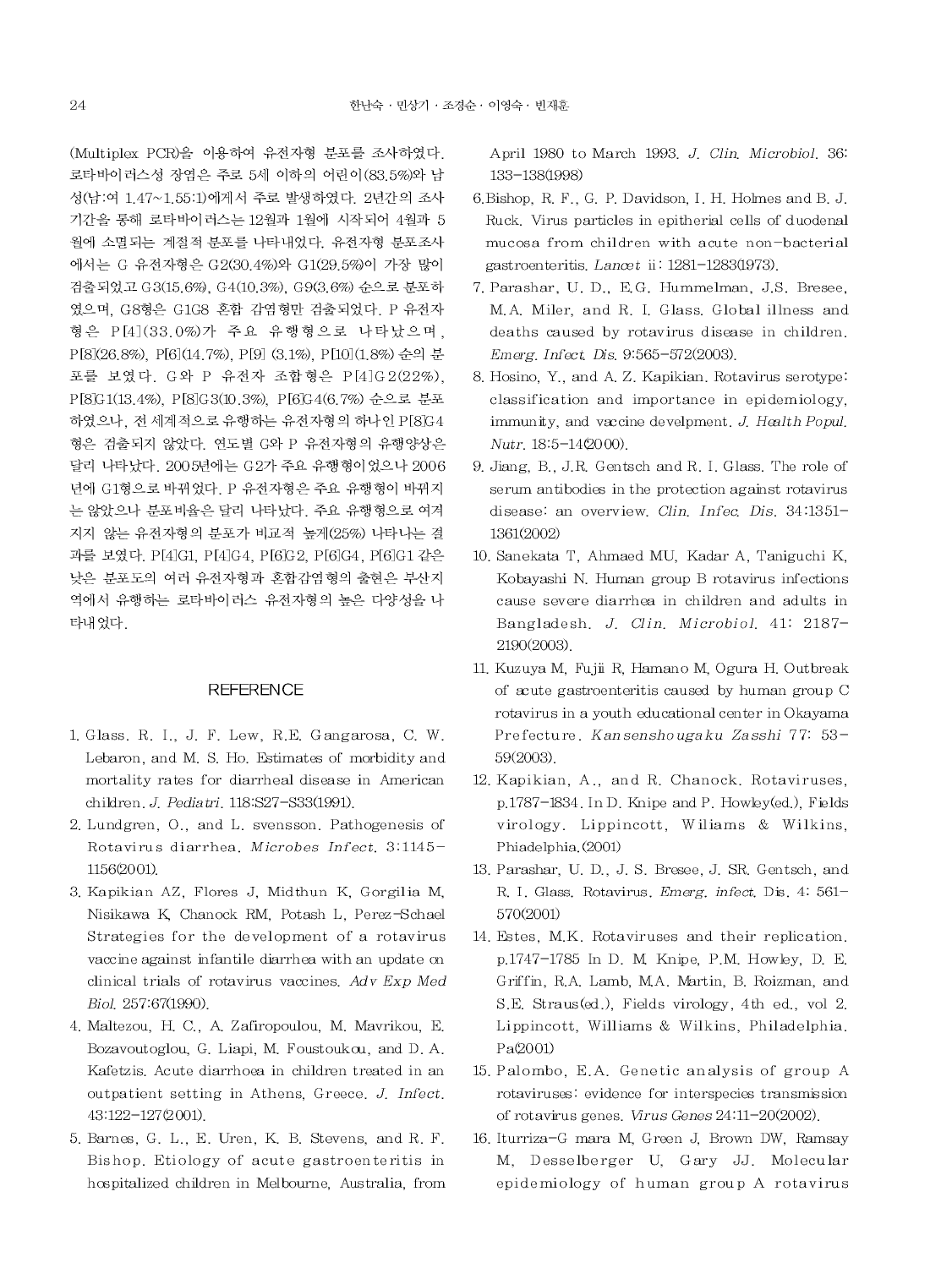(Multiplex PCR)을 이용하여 유전자형 분포를 조사하였다. 로타바이러스성 장염은 주로 5세 이하의 어린이(83.5%)와 남성(남:여 1.47~1.55:1)에게서 주로 발생하였다. 2년간의 조사 기간을 통해 로타바이러스는 12월과 1월에 시작되어 4월과 5월에 소멸되는 계절적 분포를 나타내었다. 유전자형 분포조사에서는 G 유전자형은 G2(30.4%)와 G1(29.5%)이 가장 많이 검출되었고 G3(15.6%), G4(10.3%), G9(3.6%) 순으로 분포하였으며, G8형은 G1G8 혼합 감염형만 검출되었다. P 유전자형은 P[4](33.0%)가 주요 유행형으로 나타났으며, P[8](26.8%), P[6](14.7%), P[9] (3.1%), P[10](1.8%) 순의 분포를 보였다. G와 P 유전자 조합형은 P[4]G2(22%), P[8]G1(13.4%), P[8]G3(10.3%), P[6]G4(6.7%) 순으로 분포하였으나, 전 세계적으로 유행하는 유전자형의 하나인 P[8]G4형은 검출되지 않았다. 연도별 G와 P 유전자형의 유행양상은 달리 나타났다. 2005년에는 G2가 주요 유행형이었으나 2006년에 G1형으로 바뀌었다. P 유전자형은 주요 유행형이 바뀌지는 않았으나 분포비율은 달리 나타났다. 주요 유행형으로 여겨지지 않는 유전자형의 분포가 비교적 높게(25%) 나타나는 결과를 보였다. P[4]G1, P[4]G4, P[6]G2, P[6]G4, P[6]G1 같은 낮은 분포도의 여러 유전자형과 혼합감염형의 출현은 부산지역에서 유행하는 로타바이러스 유전자형의 높은 다양성을 나타내었다.

## REFERENCE

1. Glass. R. I., J. F. Lew, R.E. Gangarosa, C. W. Lebaron, and M. S. Ho. Estimates of morbidity and mortality rates for diarrheal disease in American children. *J. Pediatri.* 118:S27-S33(1991).
2. Lundgren, O., and L. svensson. Pathogenesis of Rotavirus diarrhea. *Microbes Infect.* 3:1145-1156(2001).
3. Kapikian AZ, Flores J, Midthun K, Gorgilia M, Nisikawa K, Chanock RM, Potash L, Perez-Schael Strategies for the development of a rotavirus vaccine against infantile diarrhea with an update on clinical trials of rotavirus vaccines. *Adv Exp Med Biol.* 257:67(1990).
4. Maltezou, H. C., A. Zafiropoulou, M. Mavrikou, E. Bozavoutoglou, G. Liapi, M. Foustoukou, and D. A. Kafetzis. Acute diarrhoea in children treated in an outpatient setting in Athens, Greece. *J. Infect.* 43:122-127(2001).
5. Barnes, G. L., E. Uren, K. B. Stevens, and R. F. Bishop. Etiology of acute gastroenteritis in hospitalized children in Melbourne, Australia, from April 1980 to March 1993. *J. Clin. Microbiol.* 36: 133-138(1998)
6. Bishop, R. F., G. P. Davidson, I. H. Holmes and B. J. Ruck. Virus particles in epitherial cells of duodenal mucosa from children with acute non-bacterial gastroenteritis. *Lancet* ii: 1281-1283(1973).
7. Parashar, U. D., E.G. Hummelman, J.S. Bresee, M.A. Miler, and R. I. Glass. Global illness and deaths caused by rotavirus disease in children. *Emerg. Infect. Dis.* 9:565-572(2003).
8. Hosino, Y., and A. Z. Kapikian. Rotavirus serotype: classification and importance in epidemiology, immunity, and vaccine develpment. *J. Health Popul. Nutr.* 18:5-14(2000).
9. Jiang, B., J.R. Gentsch and R. I. Glass. The role of serum antibodies in the protection against rotavirus disease: an overview. *Clin. Infec. Dis.* 34:1351-1361(2002)
10. Sanekata T, Ahmaed MU, Kadar A, Taniguchi K, Kobayashi N. Human group B rotavirus infections cause severe diarrhea in children and adults in Bangladesh. *J. Clin. Microbiol.* 41: 2187-2190(2003).
11. Kuzuya M, Fujii R, Hamano M, Ogura H. Outbreak of acute gastroenteritis caused by human group C rotavirus in a youth educational center in Okayama Prefecture. *Kansenshougaku Zasshi* 77: 53-59(2003).
12. Kapikian, A., and R. Chanock. Rotaviruses, p.1787-1834. In D. Knipe and P. Howley(ed.), Fields virology. Lippincott, Wiliams & Wilkins, Phiadelphia.(2001)
13. Parashar, U. D., J. S. Bresee, J. SR. Gentsch, and R. I. Glass. Rotavirus. *Emerg. infect.* Dis. 4: 561-570(2001)
14. Estes, M.K. Rotaviruses and their replication. p.1747-1785 In D. M. Knipe, P.M. Howley, D. E. Griffin, R.A. Lamb, M.A. Martin, B. Roizman, and S.E. Straus(ed.), Fields virology, 4th ed., vol 2. Lippincott, Williams & Wilkins, Philadelphia. Pa(2001)
15. Palombo, E.A. Genetic analysis of group A rotaviruses: evidence for interspecies transmission of rotavirus genes. *Virus Genes* 24:11-20(2002).
16. Iturriza-G mara M, Green J, Brown DW, Ramsay M, Desselberger U, Gary JJ. Molecular epidemiology of human group A rotavirus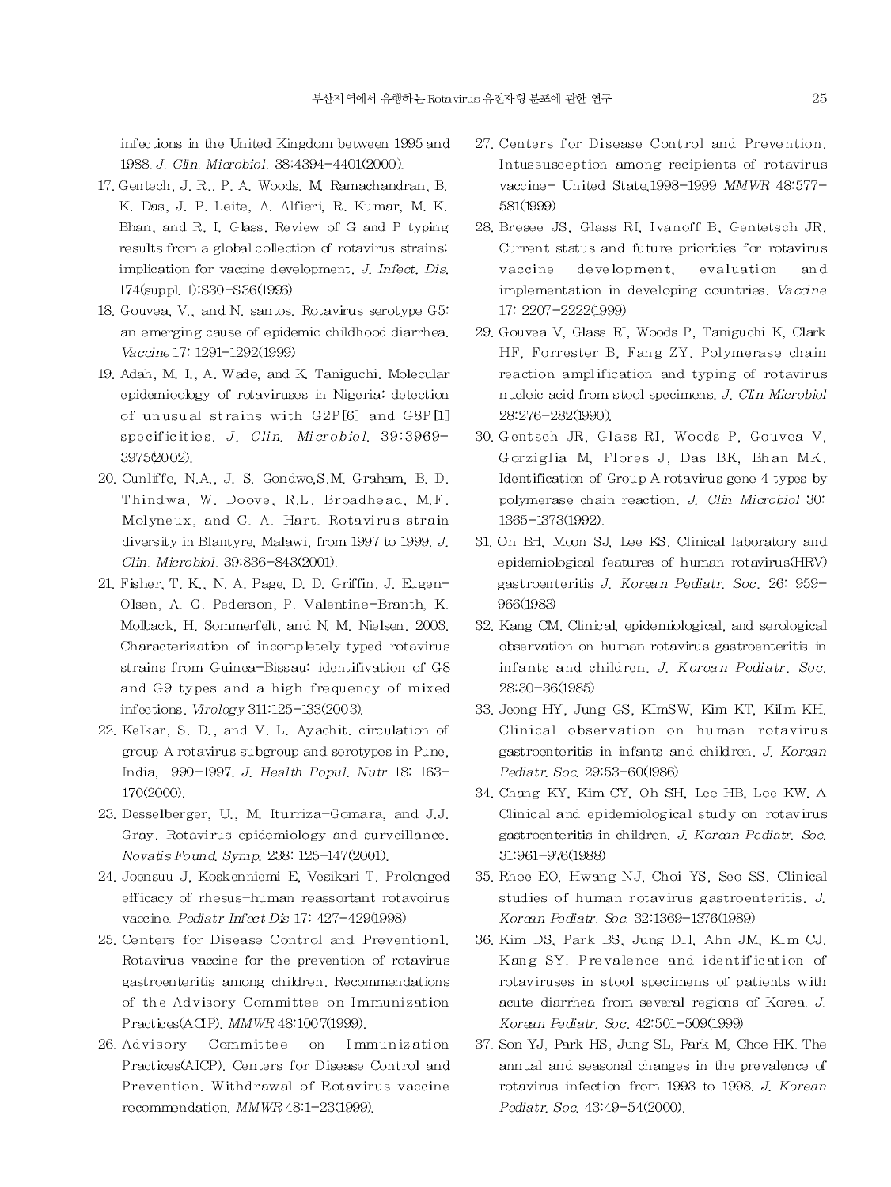infections in the United Kingdom between 1995 and 1988. *J. Clin. Microbiol.* 38:4394-4401(2000).

17. Gentech, J. R., P. A. Woods, M. Ramachandran, B. K. Das, J. P. Leite, A. Alfieri, R. Kumar, M. K. Bhan, and R. I. Glass. Review of G and P typing results from a global collection of rotavirus strains: implication for vaccine development. *J. Infect. Dis.* 174(suppl. 1):S30-S36(1996)
18. Gouvea, V., and N. santos. Rotavirus serotype G5: an emerging cause of epidemic childhood diarrhea. *Vaccine* 17: 1291-1292(1999)
19. Adah, M. I., A. Wade, and K. Taniguchi. Molecular epidemioology of rotaviruses in Nigeria: detection of unusual strains with G2P[6] and G8P[1] specificities. *J. Clin. Microbiol.* 39:3969-3975(2002).
20. Cunliffe, N.A., J. S. Gondwe,S.M. Graham, B. D. Thindwa, W. Doove, R.L. Broadhead, M.F. Molyneux, and C. A. Hart. Rotavirus strain diversity in Blantyre, Malawi, from 1997 to 1999. *J. Clin. Microbiol.* 39:836-843(2001).
21. Fisher, T. K., N. A. Page, D. D. Griffin, J. Eugen-Olsen, A. G. Pederson, P. Valentine-Branth, K. Molback, H. Sommerfelt, and N. M. Nielsen. 2003. Characterization of incompletely typed rotavirus strains from Guinea-Bissau: identifivation of G8 and G9 types and a high frequency of mixed infections. *Virology* 311:125-133(2003).
22. Kelkar, S. D., and V. L. Ayachit. circulation of group A rotavirus subgroup and serotypes in Pune, India, 1990-1997. *J. Health Popul. Nutr* 18: 163-170(2000).
23. Desselberger, U., M. Iturriza-Gomara, and J.J. Gray. Rotavirus epidemiology and surveillance. *Novatis Found. Symp.* 238: 125-147(2001).
24. Joensuu J, Koskenniemi E, Vesikari T. Prolonged efficacy of rhesus-human reassortant rotavoirus vaccine. *Pediatr Infect Dis* 17: 427-429(1998)
25. Centers for Disease Control and Prevention1. Rotavirus vaccine for the prevention of rotavirus gastroenteritis among children. Recommendations of the Advisory Committee on Immunization Practices(ACIP). *MMWR* 48:1007(1999).
26. Advisory Committee on Immunization Practices(AICP). Centers for Disease Control and Prevention. Withdrawal of Rotavirus vaccine recommendation. *MMWR* 48:1-23(1999).
27. Centers for Disease Control and Prevention. Intussusception among recipients of rotavirus vaccine- United State,1998-1999 *MMWR* 48:577-581(1999)
28. Bresee JS, Glass RI, Ivanoff B, Gentetsch JR. Current status and future priorities for rotavirus vaccine development, evaluation and implementation in developing countries. *Vaccine* 17: 2207-2222(1999)
29. Gouvea V, Glass RI, Woods P, Taniguchi K, Clark HF, Forrester B, Fang ZY. Polymerase chain reaction amplification and typing of rotavirus nucleic acid from stool specimens. *J. Clin Microbiol* 28:276-282(1990).
30. Gentsch JR, Glass RI, Woods P, Gouvea V, Gorziglia M, Flores J, Das BK, Bhan MK. Identification of Group A rotavirus gene 4 types by polymerase chain reaction. *J. Clin Microbiol* 30: 1365-1373(1992).
31. Oh BH, Moon SJ, Lee KS. Clinical laboratory and epidemiological features of human rotavirus(HRV) gastroenteritis *J. Korean Pediatr. Soc.* 26: 959-966(1983)
32. Kang CM. Clinical, epidemiological, and serological observation on human rotavirus gastroenteritis in infants and children. *J. Korean Pediatr. Soc.* 28:30-36(1985)
33. Jeong HY, Jung GS, KImSW, Kim KT, KiIm KH. Clinical observation on human rotavirus gastroenteritis in infants and children. *J. Korean Pediatr. Soc.* 29:53-60(1986)
34. Chang KY, Kim CY, Oh SH, Lee HB, Lee KW. A Clinical and epidemiological study on rotavirus gastroenteritis in children. *J. Korean Pediatr. Soc.* 31:961-976(1988)
35. Rhee EO, Hwang NJ, Choi YS, Seo SS. Clinical studies of human rotavirus gastroenteritis. *J. Korean Pediatr. Soc.* 32:1369-1376(1989)
36. Kim DS, Park BS, Jung DH, Ahn JM, KIm CJ, Kang SY. Prevalence and identification of rotaviruses in stool specimens of patients with acute diarrhea from several regions of Korea. *J. Korean Pediatr. Soc.* 42:501-509(1999)
37. Son YJ, Park HS, Jung SL, Park M, Choe HK. The annual and seasonal changes in the prevalence of rotavirus infection from 1993 to 1998. *J. Korean Pediatr. Soc.* 43:49-54(2000).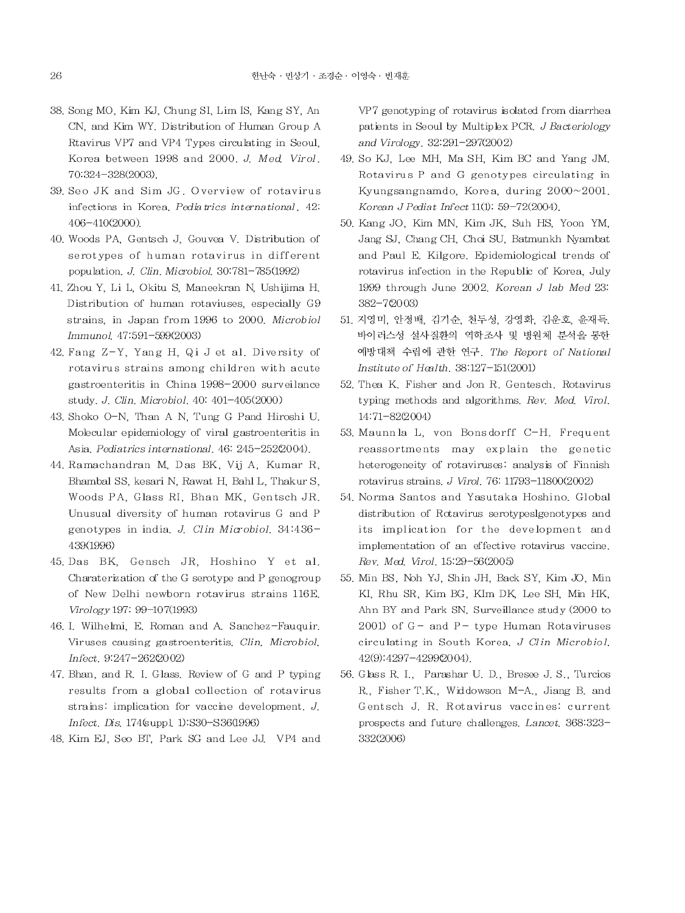38. Song MO, Kim KJ, Chung SI, Lim IS, Kang SY, An CN, and Kim WY. Distribution of Human Group A Rtavirus VP7 and VP4 Types circulating in Seoul, Korea between 1998 and 2000. *J. Med. Virol*. 70:324-328(2003).
39. Seo JK and Sim JG. Overview of rotavirus infections in Korea. *Pediatrics international*. 42: 406-410(2000).
40. Woods PA, Gentsch J, Gouvea V. Distribution of serotypes of human rotavirus in different population. *J. Clin. Microbiol*. 30:781-785(1992)
41. Zhou Y, Li L, Okitu S, Maneekran N, Ushijima H. Distribution of human rotaviuses, especially G9 strains, in Japan from 1996 to 2000. *Microbiol Immunol*. 47:591-599(2003)
42. Fang Z-Y, Yang H, Qi J et al. Diversity of rotavirus strains among children with acute gastroenteritis in China 1998-2000 surveilance study. *J. Clin. Microbiol*. 40: 401-405(2000)
43. Shoko O-N, Than A N, Tung G Pand Hiroshi U. Molecular epidemiology of viral gastroenteritis in Asia. *Pediatrics international*. 46: 245-252(2004).
44. Ramachandran M, Das BK, Vij A, Kumar R, Bhambal SS, kesari N, Rawat H, Bahl L, Thakur S, Woods PA, Glass RI, Bhan MK, Gentsch JR. Unusual diversity of human rotavirus G and P genotypes in india. *J. Clin Microbiol*. 34:436-439(1996)
45. Das BK, Gensch JR, Hoshino Y et al. Charaterization of the G serotype and P genogroup of New Delhi newborn rotavirus strains 116E. *Virology* 197: 99-107(1993)
46. I. Wilhelmi, E. Roman and A. Sanchez-Fauquir. Viruses causing gastroenteritis. *Clin. Microbiol. Infect*. 9:247-262(2002)
47. Bhan, and R. I. Glass. Review of G and P typing results from a global collection of rotavirus strains: implication for vaccine development. *J. Infect. Dis*. 174(suppl. 1):S30-S36(1996)
48. Kim EJ, Seo BT, Park SG and Lee JJ. VP4 and VP7 genotyping of rotavirus isolated from diarrhea patients in Seoul by Multiplex PCR. *J Bacteriology and Virology*. 32:291-297(2002)
49. So KJ, Lee MH, Ma SH, Kim BC and Yang JM. Rotavirus P and G genotypes circulating in Kyungsangnamdo, Korea, during 2000~2001. *Korean J Pediat Infect* 11(1): 59-72(2004).
50. Kang JO, Kim MN, Kim JK, Suh HS, Yoon YM, Jang SJ, Chang CH, Choi SU, Batmunkh Nyambat and Paul E. Kilgore. Epidemiological trends of rotavirus infection in the Republic of Korea, July 1999 through June 2002. *Korean J lab Med* 23: 382-7(2003)
51. 지영미, 안정배, 김기순, 천두성, 강영화, 김운호, 윤재득. 바이러스성 설사질환의 역학조사 및 병원체 분석을 통한 예방대책 수립에 관한 연구. *The Report of National Institute of Health*. 38:127-151(2001)
52. Thea K. Fisher and Jon R. Gentesch. Rotavirus typing methods and algorithms. *Rev. Med. Virol*. 14:71-82(2004)
53. Maunnla L, von Bonsdorff C-H. Frequent reassortments may explain the genetic heterogeneity of rotaviruses: analysis of Finnish rotavirus strains. *J Virol*. 76: 11793-11800(2002)
54. Norma Santos and Yasutaka Hoshino. Global distribution of Rotavirus serotypeslgenotypes and its implication for the development and implementation of an effective rotavirus vaccine. *Rev. Med. Virol*. 15:29-56(2005)
55. Min BS, Noh YJ, Shin JH, Back SY, Kim JO, Min KI, Rhu SR, Kim BG, KIm DK, Lee SH, Min HK, Ahn BY and Park SN. Surveillance study (2000 to 2001) of G- and P- type Human Rotaviruses circulating in South Korea. *J Clin Microbiol*. 42(9):4297-4299(2004).
56. Glass R. I., Parashar U. D., Bresee J. S., Turcios R., Fisher T.K., Widdowson M-A., Jiang B. and Gentsch J. R. Rotavirus vaccines: current prospects and future challenges. *Lancet*. 368:323-332(2006)